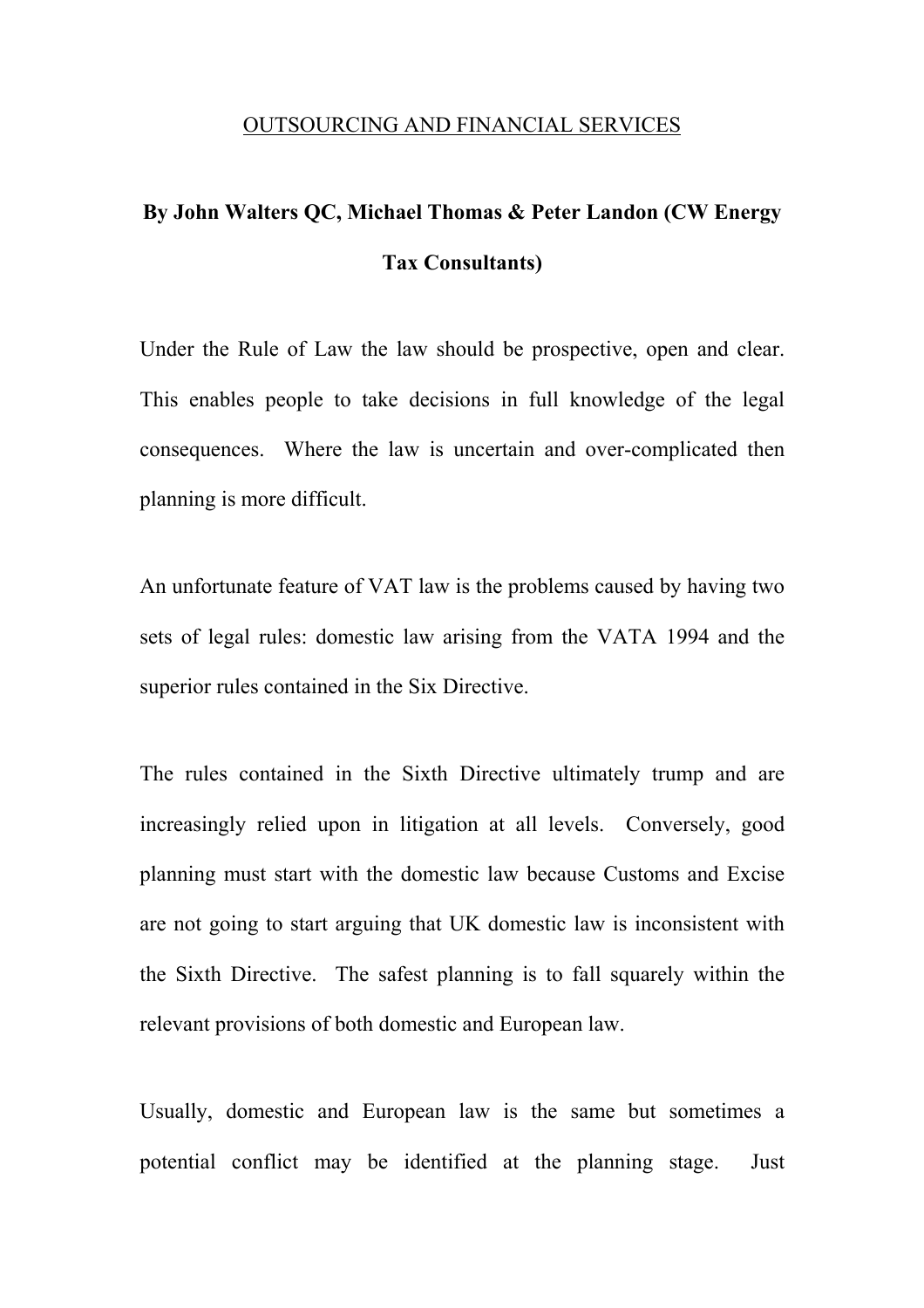# OUTSOURCING AND FINANCIAL SERVICES

**By John Walters QC, Michael Thomas & Peter Landon (CW Energy Tax Consultants)**

Under the Rule of Law the law should be prospective, open and clear. This enables people to take decisions in full knowledge of the legal consequences. Where the law is uncertain and over-complicated then planning is more difficult.

An unfortunate feature of VAT law is the problems caused by having two sets of legal rules: domestic law arising from the VATA 1994 and the superior rules contained in the Six Directive.

The rules contained in the Sixth Directive ultimately trump and are increasingly relied upon in litigation at all levels. Conversely, good planning must start with the domestic law because Customs and Excise are not going to start arguing that UK domestic law is inconsistent with the Sixth Directive. The safest planning is to fall squarely within the relevant provisions of both domestic and European law.

Usually, domestic and European law is the same but sometimes a potential conflict may be identified at the planning stage. Just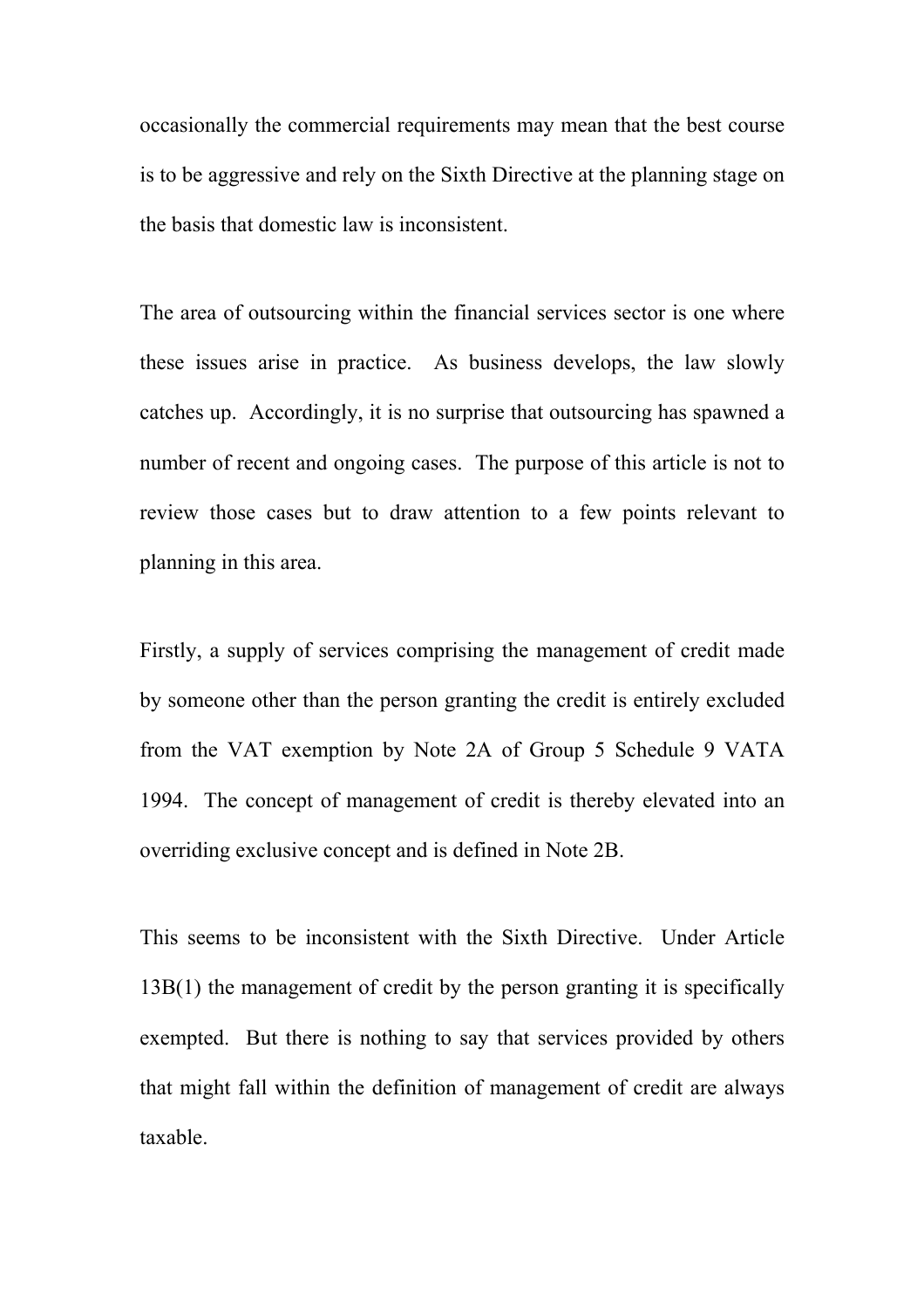occasionally the commercial requirements may mean that the best course is to be aggressive and rely on the Sixth Directive at the planning stage on the basis that domestic law is inconsistent.

The area of outsourcing within the financial services sector is one where these issues arise in practice. As business develops, the law slowly catches up. Accordingly, it is no surprise that outsourcing has spawned a number of recent and ongoing cases. The purpose of this article is not to review those cases but to draw attention to a few points relevant to planning in this area.

Firstly, a supply of services comprising the management of credit made by someone other than the person granting the credit is entirely excluded from the VAT exemption by Note 2A of Group 5 Schedule 9 VATA 1994. The concept of management of credit is thereby elevated into an overriding exclusive concept and is defined in Note 2B.

This seems to be inconsistent with the Sixth Directive. Under Article 13B(1) the management of credit by the person granting it is specifically exempted. But there is nothing to say that services provided by others that might fall within the definition of management of credit are always taxable.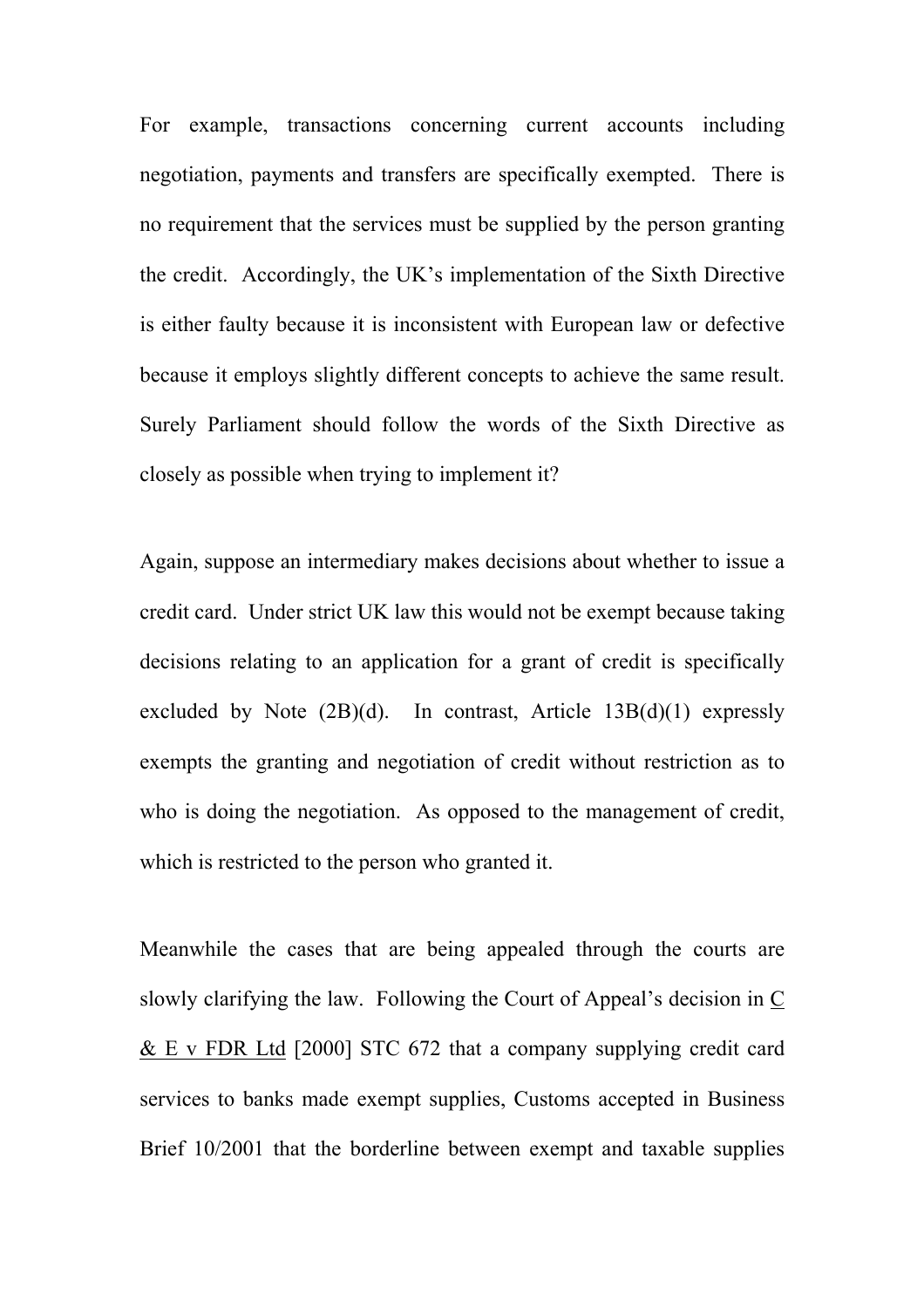For example, transactions concerning current accounts including negotiation, payments and transfers are specifically exempted. There is no requirement that the services must be supplied by the person granting the credit. Accordingly, the UK's implementation of the Sixth Directive is either faulty because it is inconsistent with European law or defective because it employs slightly different concepts to achieve the same result. Surely Parliament should follow the words of the Sixth Directive as closely as possible when trying to implement it?

Again, suppose an intermediary makes decisions about whether to issue a credit card. Under strict UK law this would not be exempt because taking decisions relating to an application for a grant of credit is specifically excluded by Note (2B)(d). In contrast, Article 13B(d)(1) expressly exempts the granting and negotiation of credit without restriction as to who is doing the negotiation. As opposed to the management of credit, which is restricted to the person who granted it.

Meanwhile the cases that are being appealed through the courts are slowly clarifying the law. Following the Court of Appeal's decision in C & E v FDR Ltd [2000] STC 672 that a company supplying credit card services to banks made exempt supplies, Customs accepted in Business Brief 10/2001 that the borderline between exempt and taxable supplies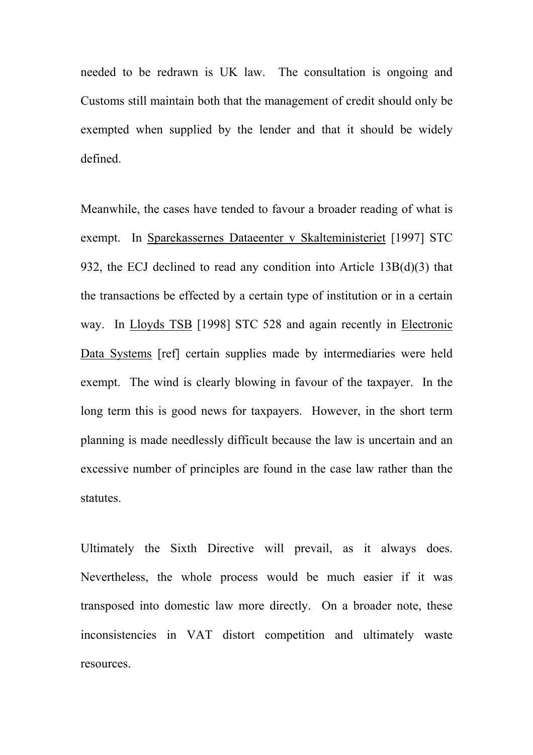needed to be redrawn is UK law. The consultation is ongoing and Customs still maintain both that the management of credit should only be exempted when supplied by the lender and that it should be widely defined.

Meanwhile, the cases have tended to favour a broader reading of what is exempt. In Sparekassernes Dataeenter v Skalteministeriet [1997] STC 932, the ECJ declined to read any condition into Article 13B(d)(3) that the transactions be effected by a certain type of institution or in a certain way. In Lloyds TSB [1998] STC 528 and again recently in Electronic Data Systems [ref] certain supplies made by intermediaries were held exempt. The wind is clearly blowing in favour of the taxpayer. In the long term this is good news for taxpayers. However, in the short term planning is made needlessly difficult because the law is uncertain and an excessive number of principles are found in the case law rather than the statutes.

Ultimately the Sixth Directive will prevail, as it always does. Nevertheless, the whole process would be much easier if it was transposed into domestic law more directly. On a broader note, these inconsistencies in VAT distort competition and ultimately waste resources.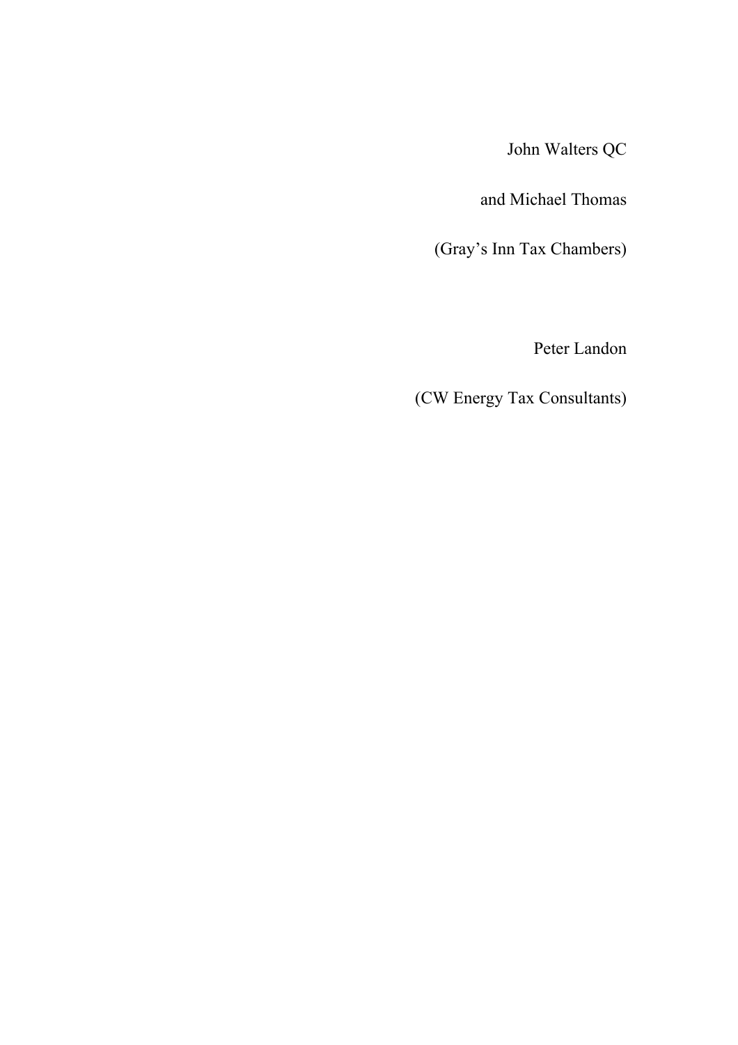John Walters QC

and Michael Thomas

(Gray's Inn Tax Chambers)

Peter Landon

(CW Energy Tax Consultants)